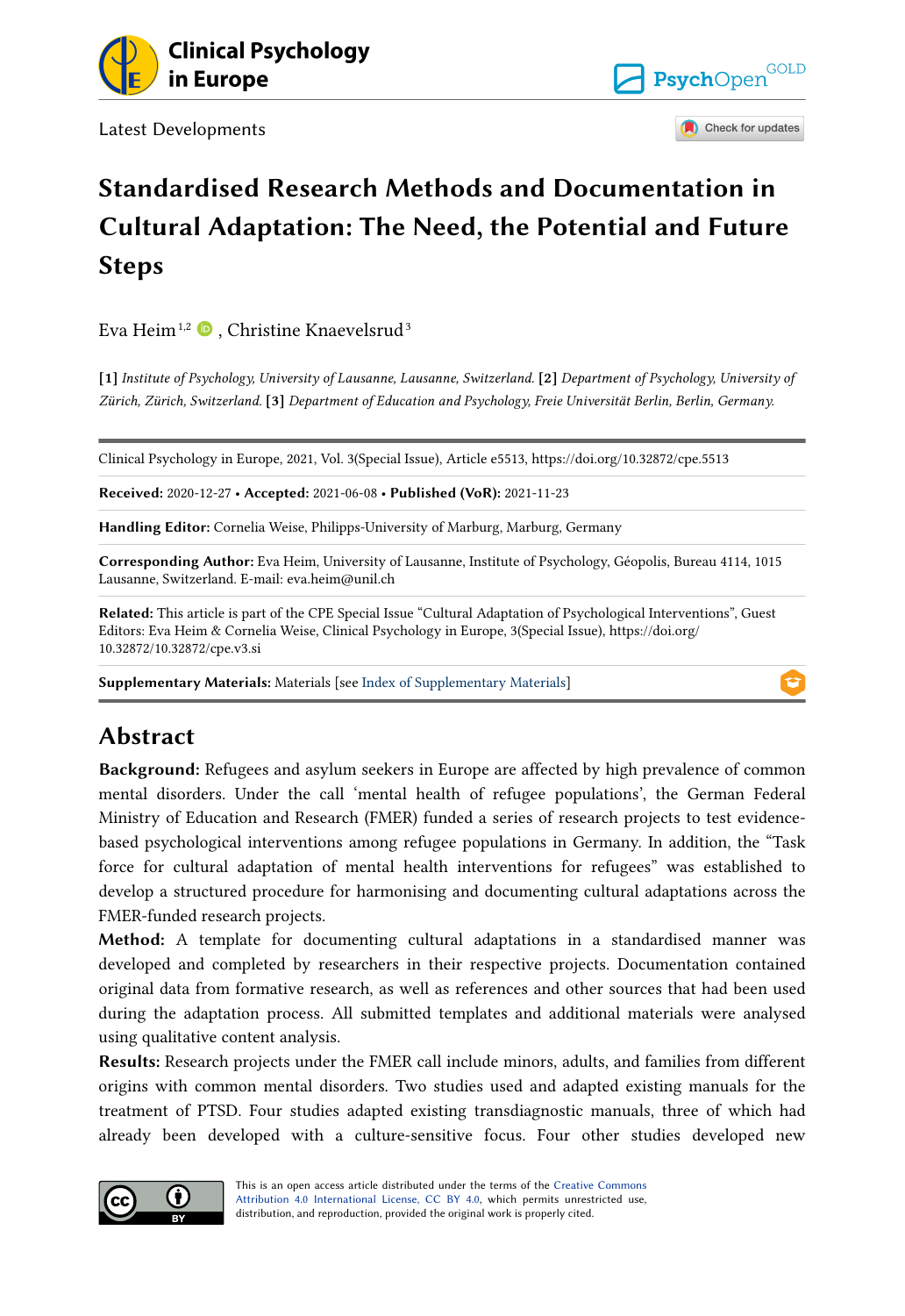Latest Developments

# Standardised Research Methods and Documentation in Cultural Adaptation: The Need, the Potential and Future Steps

Eva Heim [1,2], Christine Knaevelsrud [3]

**[1]** *Institute of Psychology, University of Lausanne, Lausanne, Switzerland.* **[2]** *Department of Psychology, University of Zürich, Zürich, Switzerland.* **[3]** *Department of Education and Psychology, Freie Universität Berlin, Berlin, Germany.*

Clinical Psychology in Europe, 2021, Vol. 3(Special Issue), Article e5513, https://doi.org/10.32872/cpe.5513

**Received:** 2020-12-27 • **Accepted:** 2021-06-08 • **Published (VoR):** 2021-11-23

**Handling Editor:** Cornelia Weise, Philipps-University of Marburg, Marburg, Germany

**Corresponding Author:** Eva Heim, University of Lausanne, Institute of Psychology, Géopolis, Bureau 4114, 1015 Lausanne, Switzerland. E-mail: eva.heim@unil.ch

**Related:** This article is part of the CPE Special Issue "Cultural Adaptation of Psychological Interventions", Guest Editors: Eva Heim & Cornelia Weise, Clinical Psychology in Europe, 3(Special Issue), https://doi.org/10.32872/10.32872/cpe.v3.si

**Supplementary Materials:** Materials [see Index of Supplementary Materials]

## Abstract

**Background:** Refugees and asylum seekers in Europe are affected by high prevalence of common mental disorders. Under the call 'mental health of refugee populations', the German Federal Ministry of Education and Research (FMER) funded a series of research projects to test evidence-based psychological interventions among refugee populations in Germany. In addition, the "Task force for cultural adaptation of mental health interventions for refugees" was established to develop a structured procedure for harmonising and documenting cultural adaptations across the FMER-funded research projects.

**Method:** A template for documenting cultural adaptations in a standardised manner was developed and completed by researchers in their respective projects. Documentation contained original data from formative research, as well as references and other sources that had been used during the adaptation process. All submitted templates and additional materials were analysed using qualitative content analysis.

**Results:** Research projects under the FMER call include minors, adults, and families from different origins with common mental disorders. Two studies used and adapted existing manuals for the treatment of PTSD. Four studies adapted existing transdiagnostic manuals, three of which had already been developed with a culture-sensitive focus. Four other studies developed new

This is an open access article distributed under the terms of the Creative Commons Attribution 4.0 International License, CC BY 4.0, which permits unrestricted use, distribution, and reproduction, provided the original work is properly cited.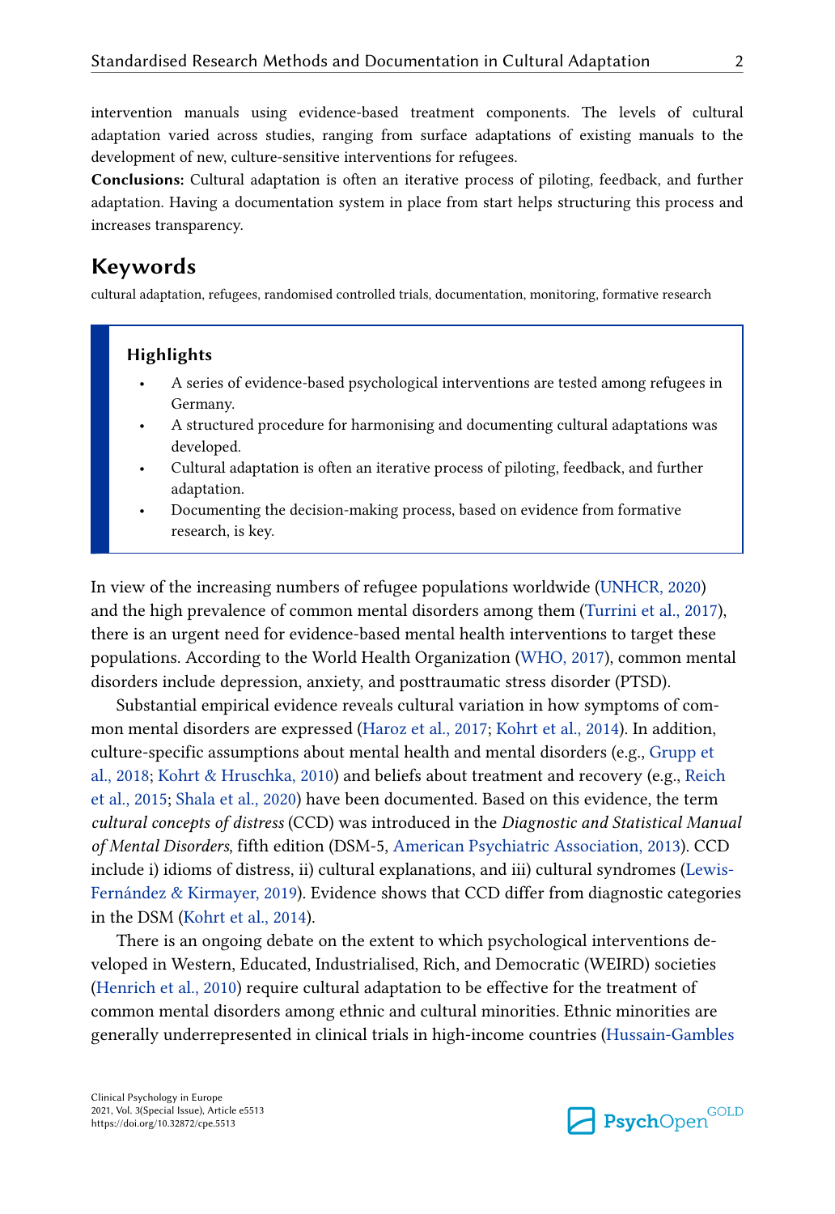intervention manuals using evidence-based treatment components. The levels of cultural adaptation varied across studies, ranging from surface adaptations of existing manuals to the development of new, culture-sensitive interventions for refugees.

**Conclusions:** Cultural adaptation is often an iterative process of piloting, feedback, and further adaptation. Having a documentation system in place from start helps structuring this process and increases transparency.

## Keywords

cultural adaptation, refugees, randomised controlled trials, documentation, monitoring, formative research

> **Highlights**
> - A series of evidence-based psychological interventions are tested among refugees in Germany.
> - A structured procedure for harmonising and documenting cultural adaptations was developed.
> - Cultural adaptation is often an iterative process of piloting, feedback, and further adaptation.
> - Documenting the decision-making process, based on evidence from formative research, is key.

In view of the increasing numbers of refugee populations worldwide (UNHCR, 2020) and the high prevalence of common mental disorders among them (Turrini et al., 2017), there is an urgent need for evidence-based mental health interventions to target these populations. According to the World Health Organization (WHO, 2017), common mental disorders include depression, anxiety, and posttraumatic stress disorder (PTSD).

Substantial empirical evidence reveals cultural variation in how symptoms of common mental disorders are expressed (Haroz et al., 2017; Kohrt et al., 2014). In addition, culture-specific assumptions about mental health and mental disorders (e.g., Grupp et al., 2018; Kohrt & Hruschka, 2010) and beliefs about treatment and recovery (e.g., Reich et al., 2015; Shala et al., 2020) have been documented. Based on this evidence, the term *cultural concepts of distress* (CCD) was introduced in the *Diagnostic and Statistical Manual of Mental Disorders*, fifth edition (DSM-5, American Psychiatric Association, 2013). CCD include i) idioms of distress, ii) cultural explanations, and iii) cultural syndromes (Lewis-Fernández & Kirmayer, 2019). Evidence shows that CCD differ from diagnostic categories in the DSM (Kohrt et al., 2014).

There is an ongoing debate on the extent to which psychological interventions developed in Western, Educated, Industrialised, Rich, and Democratic (WEIRD) societies (Henrich et al., 2010) require cultural adaptation to be effective for the treatment of common mental disorders among ethnic and cultural minorities. Ethnic minorities are generally underrepresented in clinical trials in high-income countries (Hussain-Gambles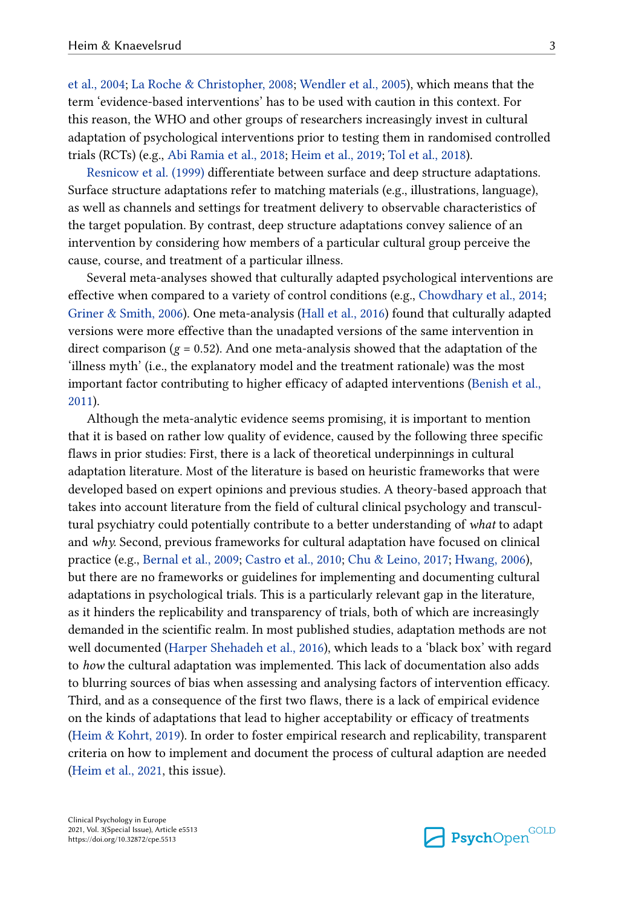et al., 2004; La Roche & Christopher, 2008; Wendler et al., 2005), which means that the term 'evidence-based interventions' has to be used with caution in this context. For this reason, the WHO and other groups of researchers increasingly invest in cultural adaptation of psychological interventions prior to testing them in randomised controlled trials (RCTs) (e.g., Abi Ramia et al., 2018; Heim et al., 2019; Tol et al., 2018).

Resnicow et al. (1999) differentiate between surface and deep structure adaptations. Surface structure adaptations refer to matching materials (e.g., illustrations, language), as well as channels and settings for treatment delivery to observable characteristics of the target population. By contrast, deep structure adaptations convey salience of an intervention by considering how members of a particular cultural group perceive the cause, course, and treatment of a particular illness.

Several meta-analyses showed that culturally adapted psychological interventions are effective when compared to a variety of control conditions (e.g., Chowdhary et al., 2014; Griner & Smith, 2006). One meta-analysis (Hall et al., 2016) found that culturally adapted versions were more effective than the unadapted versions of the same intervention in direct comparison ($g$ = 0.52). And one meta-analysis showed that the adaptation of the 'illness myth' (i.e., the explanatory model and the treatment rationale) was the most important factor contributing to higher efficacy of adapted interventions (Benish et al., 2011).

Although the meta-analytic evidence seems promising, it is important to mention that it is based on rather low quality of evidence, caused by the following three specific flaws in prior studies: First, there is a lack of theoretical underpinnings in cultural adaptation literature. Most of the literature is based on heuristic frameworks that were developed based on expert opinions and previous studies. A theory-based approach that takes into account literature from the field of cultural clinical psychology and transcultural psychiatry could potentially contribute to a better understanding of *what* to adapt and *why.* Second, previous frameworks for cultural adaptation have focused on clinical practice (e.g., Bernal et al., 2009; Castro et al., 2010; Chu & Leino, 2017; Hwang, 2006), but there are no frameworks or guidelines for implementing and documenting cultural adaptations in psychological trials. This is a particularly relevant gap in the literature, as it hinders the replicability and transparency of trials, both of which are increasingly demanded in the scientific realm. In most published studies, adaptation methods are not well documented (Harper Shehadeh et al., 2016), which leads to a 'black box' with regard to *how* the cultural adaptation was implemented. This lack of documentation also adds to blurring sources of bias when assessing and analysing factors of intervention efficacy. Third, and as a consequence of the first two flaws, there is a lack of empirical evidence on the kinds of adaptations that lead to higher acceptability or efficacy of treatments (Heim & Kohrt, 2019). In order to foster empirical research and replicability, transparent criteria on how to implement and document the process of cultural adaption are needed (Heim et al., 2021, this issue).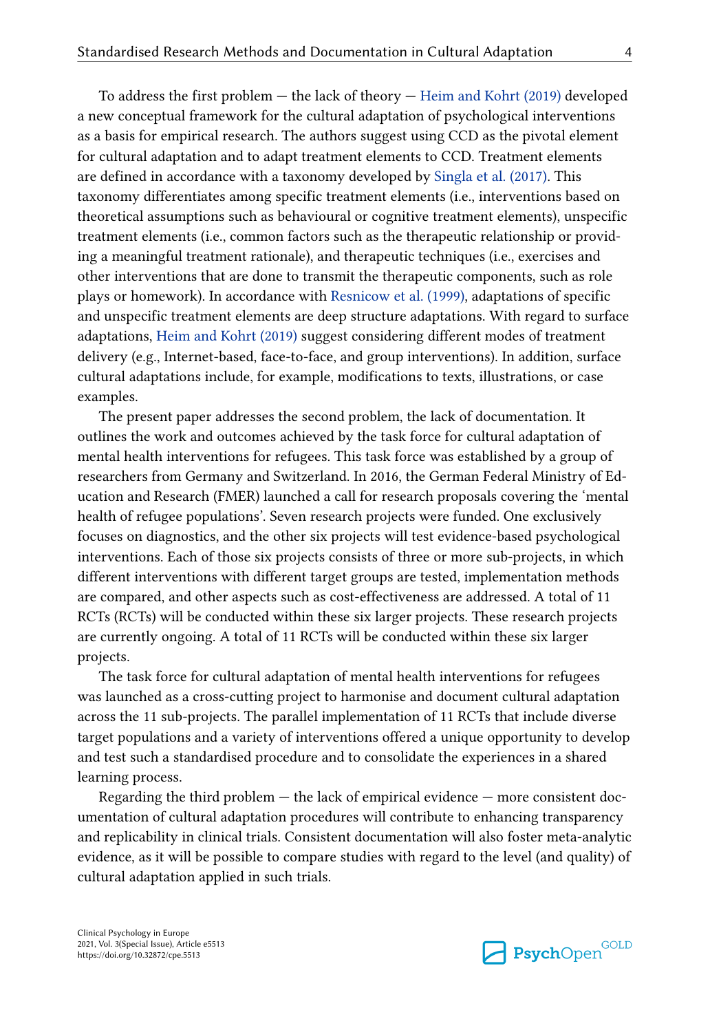To address the first problem — the lack of theory — Heim and Kohrt (2019) developed a new conceptual framework for the cultural adaptation of psychological interventions as a basis for empirical research. The authors suggest using CCD as the pivotal element for cultural adaptation and to adapt treatment elements to CCD. Treatment elements are defined in accordance with a taxonomy developed by Singla et al. (2017). This taxonomy differentiates among specific treatment elements (i.e., interventions based on theoretical assumptions such as behavioural or cognitive treatment elements), unspecific treatment elements (i.e., common factors such as the therapeutic relationship or providing a meaningful treatment rationale), and therapeutic techniques (i.e., exercises and other interventions that are done to transmit the therapeutic components, such as role plays or homework). In accordance with Resnicow et al. (1999), adaptations of specific and unspecific treatment elements are deep structure adaptations. With regard to surface adaptations, Heim and Kohrt (2019) suggest considering different modes of treatment delivery (e.g., Internet-based, face-to-face, and group interventions). In addition, surface cultural adaptations include, for example, modifications to texts, illustrations, or case examples.

The present paper addresses the second problem, the lack of documentation. It outlines the work and outcomes achieved by the task force for cultural adaptation of mental health interventions for refugees. This task force was established by a group of researchers from Germany and Switzerland. In 2016, the German Federal Ministry of Education and Research (FMER) launched a call for research proposals covering the 'mental health of refugee populations'. Seven research projects were funded. One exclusively focuses on diagnostics, and the other six projects will test evidence-based psychological interventions. Each of those six projects consists of three or more sub-projects, in which different interventions with different target groups are tested, implementation methods are compared, and other aspects such as cost-effectiveness are addressed. A total of 11 RCTs (RCTs) will be conducted within these six larger projects. These research projects are currently ongoing. A total of 11 RCTs will be conducted within these six larger projects.

The task force for cultural adaptation of mental health interventions for refugees was launched as a cross-cutting project to harmonise and document cultural adaptation across the 11 sub-projects. The parallel implementation of 11 RCTs that include diverse target populations and a variety of interventions offered a unique opportunity to develop and test such a standardised procedure and to consolidate the experiences in a shared learning process.

Regarding the third problem — the lack of empirical evidence — more consistent documentation of cultural adaptation procedures will contribute to enhancing transparency and replicability in clinical trials. Consistent documentation will also foster meta-analytic evidence, as it will be possible to compare studies with regard to the level (and quality) of cultural adaptation applied in such trials.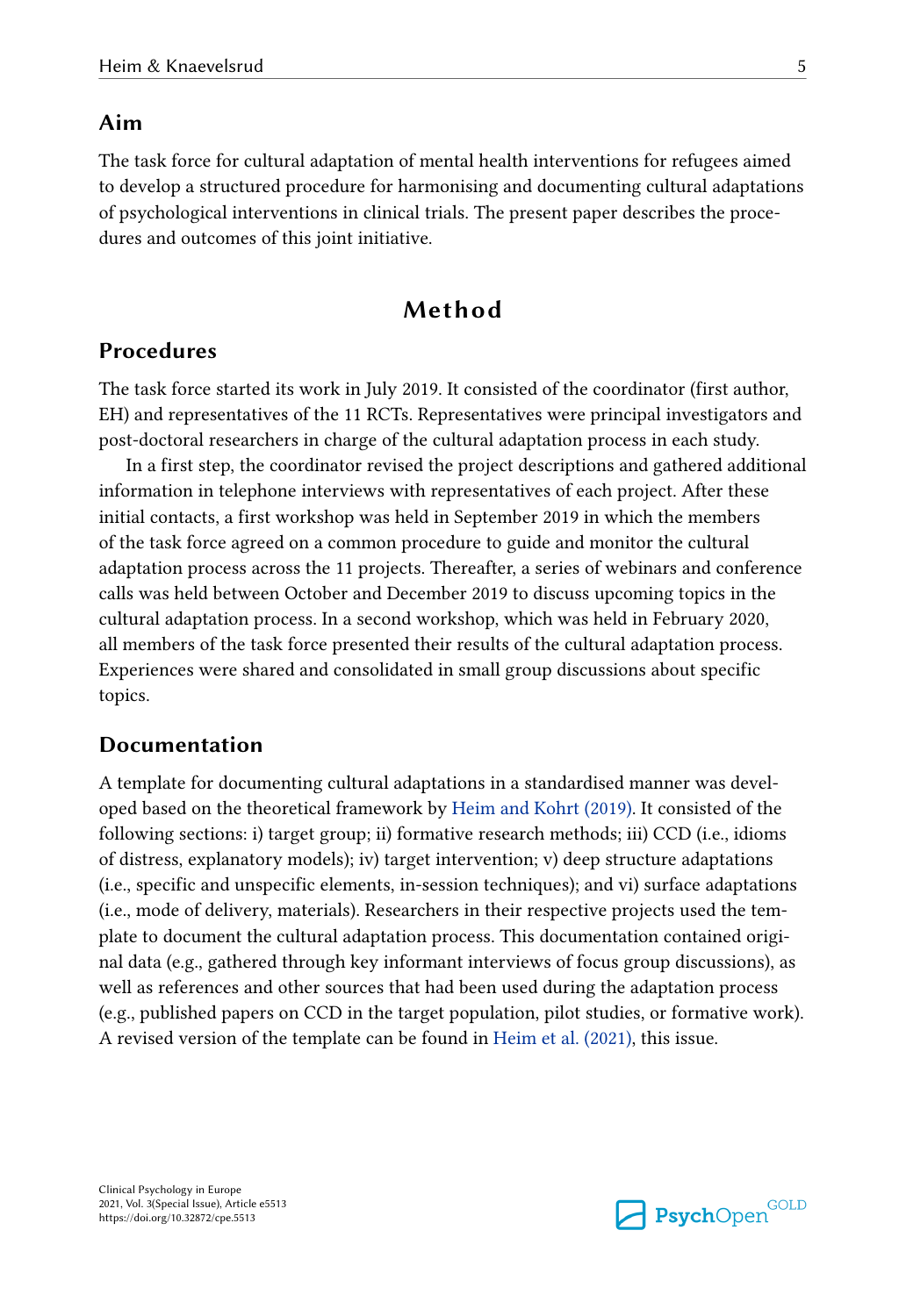## Aim

The task force for cultural adaptation of mental health interventions for refugees aimed to develop a structured procedure for harmonising and documenting cultural adaptations of psychological interventions in clinical trials. The present paper describes the procedures and outcomes of this joint initiative.

# Method

## Procedures

The task force started its work in July 2019. It consisted of the coordinator (first author, EH) and representatives of the 11 RCTs. Representatives were principal investigators and post-doctoral researchers in charge of the cultural adaptation process in each study.

In a first step, the coordinator revised the project descriptions and gathered additional information in telephone interviews with representatives of each project. After these initial contacts, a first workshop was held in September 2019 in which the members of the task force agreed on a common procedure to guide and monitor the cultural adaptation process across the 11 projects. Thereafter, a series of webinars and conference calls was held between October and December 2019 to discuss upcoming topics in the cultural adaptation process. In a second workshop, which was held in February 2020, all members of the task force presented their results of the cultural adaptation process. Experiences were shared and consolidated in small group discussions about specific topics.

## Documentation

A template for documenting cultural adaptations in a standardised manner was developed based on the theoretical framework by Heim and Kohrt (2019). It consisted of the following sections: i) target group; ii) formative research methods; iii) CCD (i.e., idioms of distress, explanatory models); iv) target intervention; v) deep structure adaptations (i.e., specific and unspecific elements, in-session techniques); and vi) surface adaptations (i.e., mode of delivery, materials). Researchers in their respective projects used the template to document the cultural adaptation process. This documentation contained original data (e.g., gathered through key informant interviews of focus group discussions), as well as references and other sources that had been used during the adaptation process (e.g., published papers on CCD in the target population, pilot studies, or formative work). A revised version of the template can be found in Heim et al. (2021), this issue.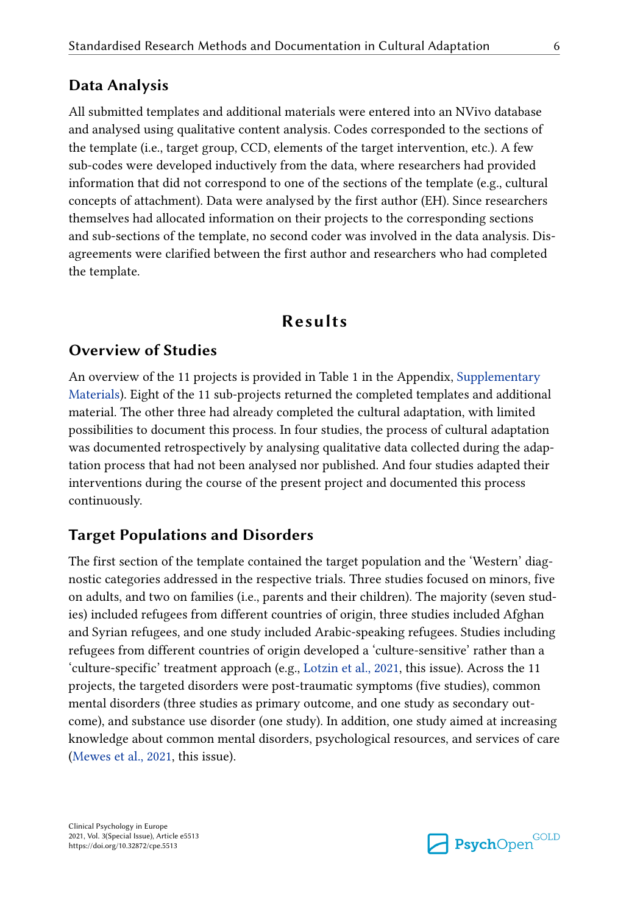## Data Analysis

All submitted templates and additional materials were entered into an NVivo database and analysed using qualitative content analysis. Codes corresponded to the sections of the template (i.e., target group, CCD, elements of the target intervention, etc.). A few sub-codes were developed inductively from the data, where researchers had provided information that did not correspond to one of the sections of the template (e.g., cultural concepts of attachment). Data were analysed by the first author (EH). Since researchers themselves had allocated information on their projects to the corresponding sections and sub-sections of the template, no second coder was involved in the data analysis. Disagreements were clarified between the first author and researchers who had completed the template.

# Results

## Overview of Studies

An overview of the 11 projects is provided in Table 1 in the Appendix, Supplementary Materials). Eight of the 11 sub-projects returned the completed templates and additional material. The other three had already completed the cultural adaptation, with limited possibilities to document this process. In four studies, the process of cultural adaptation was documented retrospectively by analysing qualitative data collected during the adaptation process that had not been analysed nor published. And four studies adapted their interventions during the course of the present project and documented this process continuously.

## Target Populations and Disorders

The first section of the template contained the target population and the 'Western' diagnostic categories addressed in the respective trials. Three studies focused on minors, five on adults, and two on families (i.e., parents and their children). The majority (seven studies) included refugees from different countries of origin, three studies included Afghan and Syrian refugees, and one study included Arabic-speaking refugees. Studies including refugees from different countries of origin developed a 'culture-sensitive' rather than a 'culture-specific' treatment approach (e.g., Lotzin et al., 2021, this issue). Across the 11 projects, the targeted disorders were post-traumatic symptoms (five studies), common mental disorders (three studies as primary outcome, and one study as secondary outcome), and substance use disorder (one study). In addition, one study aimed at increasing knowledge about common mental disorders, psychological resources, and services of care (Mewes et al., 2021, this issue).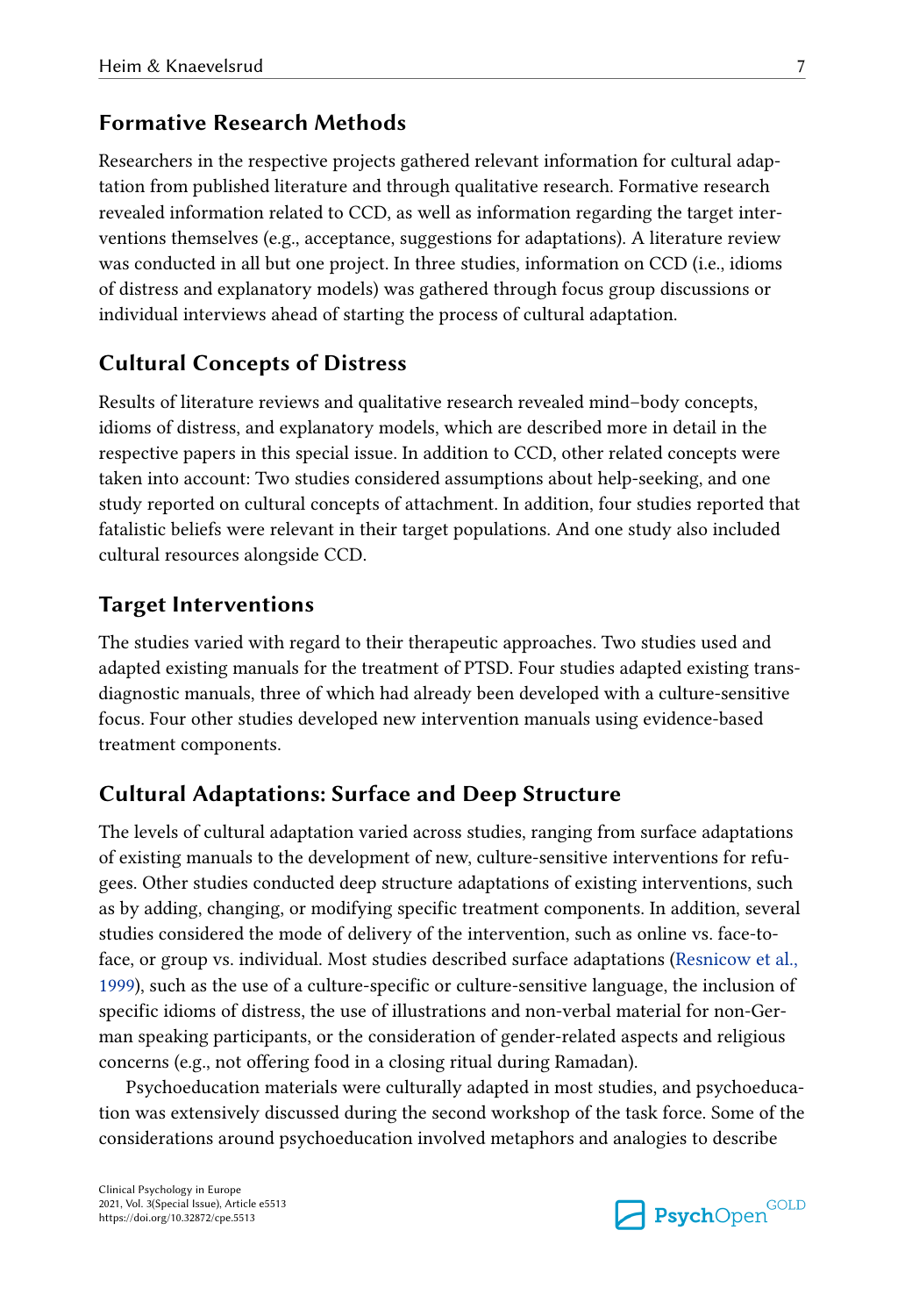## Formative Research Methods

Researchers in the respective projects gathered relevant information for cultural adaptation from published literature and through qualitative research. Formative research revealed information related to CCD, as well as information regarding the target interventions themselves (e.g., acceptance, suggestions for adaptations). A literature review was conducted in all but one project. In three studies, information on CCD (i.e., idioms of distress and explanatory models) was gathered through focus group discussions or individual interviews ahead of starting the process of cultural adaptation.

## Cultural Concepts of Distress

Results of literature reviews and qualitative research revealed mind–body concepts, idioms of distress, and explanatory models, which are described more in detail in the respective papers in this special issue. In addition to CCD, other related concepts were taken into account: Two studies considered assumptions about help-seeking, and one study reported on cultural concepts of attachment. In addition, four studies reported that fatalistic beliefs were relevant in their target populations. And one study also included cultural resources alongside CCD.

## Target Interventions

The studies varied with regard to their therapeutic approaches. Two studies used and adapted existing manuals for the treatment of PTSD. Four studies adapted existing transdiagnostic manuals, three of which had already been developed with a culture-sensitive focus. Four other studies developed new intervention manuals using evidence-based treatment components.

## Cultural Adaptations: Surface and Deep Structure

The levels of cultural adaptation varied across studies, ranging from surface adaptations of existing manuals to the development of new, culture-sensitive interventions for refugees. Other studies conducted deep structure adaptations of existing interventions, such as by adding, changing, or modifying specific treatment components. In addition, several studies considered the mode of delivery of the intervention, such as online vs. face-to-face, or group vs. individual. Most studies described surface adaptations (Resnicow et al., 1999), such as the use of a culture-specific or culture-sensitive language, the inclusion of specific idioms of distress, the use of illustrations and non-verbal material for non-German speaking participants, or the consideration of gender-related aspects and religious concerns (e.g., not offering food in a closing ritual during Ramadan).

Psychoeducation materials were culturally adapted in most studies, and psychoeducation was extensively discussed during the second workshop of the task force. Some of the considerations around psychoeducation involved metaphors and analogies to describe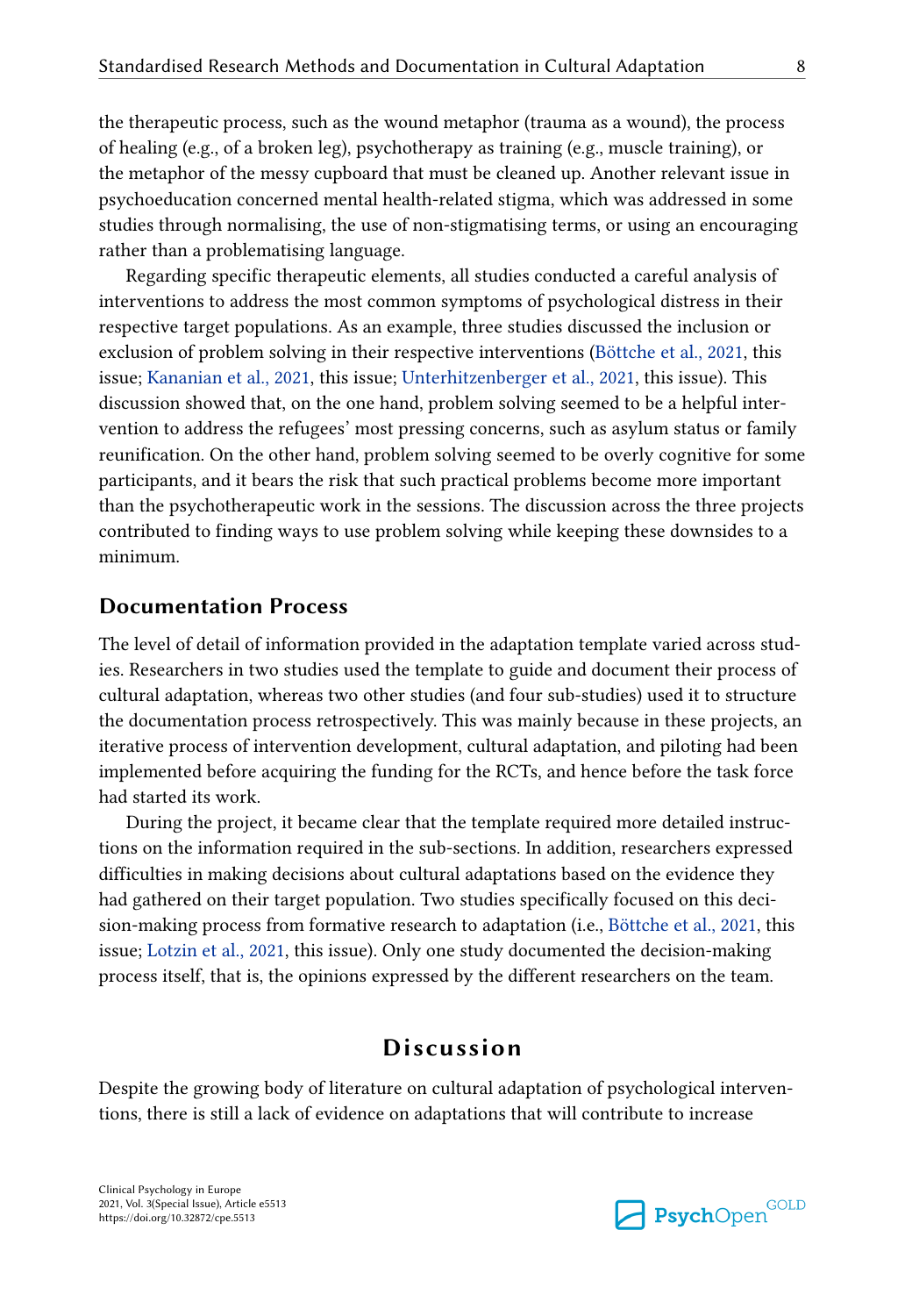the therapeutic process, such as the wound metaphor (trauma as a wound), the process of healing (e.g., of a broken leg), psychotherapy as training (e.g., muscle training), or the metaphor of the messy cupboard that must be cleaned up. Another relevant issue in psychoeducation concerned mental health-related stigma, which was addressed in some studies through normalising, the use of non-stigmatising terms, or using an encouraging rather than a problematising language.

Regarding specific therapeutic elements, all studies conducted a careful analysis of interventions to address the most common symptoms of psychological distress in their respective target populations. As an example, three studies discussed the inclusion or exclusion of problem solving in their respective interventions (Böttche et al., 2021, this issue; Kananian et al., 2021, this issue; Unterhitzenberger et al., 2021, this issue). This discussion showed that, on the one hand, problem solving seemed to be a helpful intervention to address the refugees' most pressing concerns, such as asylum status or family reunification. On the other hand, problem solving seemed to be overly cognitive for some participants, and it bears the risk that such practical problems become more important than the psychotherapeutic work in the sessions. The discussion across the three projects contributed to finding ways to use problem solving while keeping these downsides to a minimum.

## Documentation Process

The level of detail of information provided in the adaptation template varied across studies. Researchers in two studies used the template to guide and document their process of cultural adaptation, whereas two other studies (and four sub-studies) used it to structure the documentation process retrospectively. This was mainly because in these projects, an iterative process of intervention development, cultural adaptation, and piloting had been implemented before acquiring the funding for the RCTs, and hence before the task force had started its work.

During the project, it became clear that the template required more detailed instructions on the information required in the sub-sections. In addition, researchers expressed difficulties in making decisions about cultural adaptations based on the evidence they had gathered on their target population. Two studies specifically focused on this decision-making process from formative research to adaptation (i.e., Böttche et al., 2021, this issue; Lotzin et al., 2021, this issue). Only one study documented the decision-making process itself, that is, the opinions expressed by the different researchers on the team.

# Discussion

Despite the growing body of literature on cultural adaptation of psychological interventions, there is still a lack of evidence on adaptations that will contribute to increase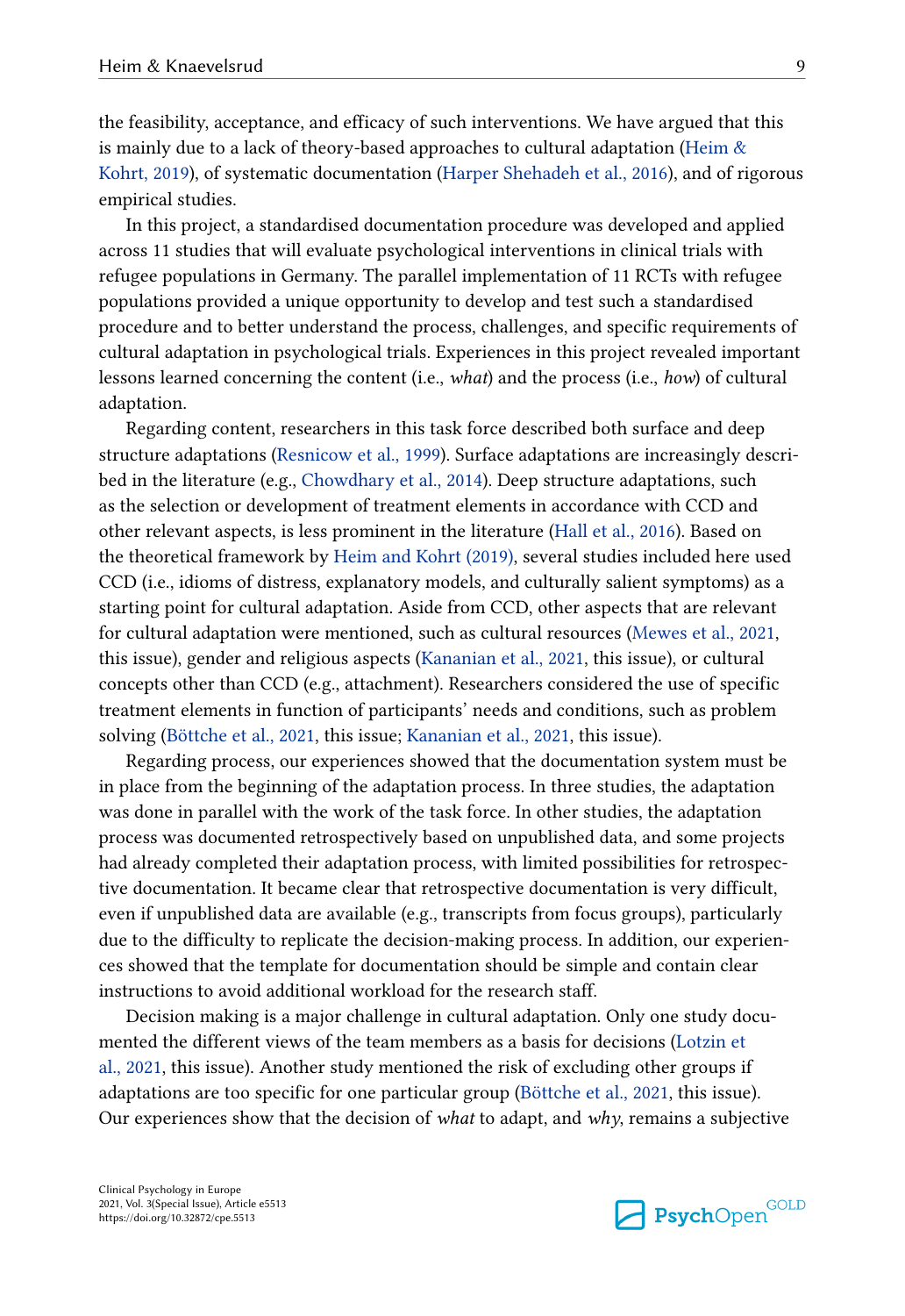the feasibility, acceptance, and efficacy of such interventions. We have argued that this is mainly due to a lack of theory-based approaches to cultural adaptation (Heim & Kohrt, 2019), of systematic documentation (Harper Shehadeh et al., 2016), and of rigorous empirical studies.

In this project, a standardised documentation procedure was developed and applied across 11 studies that will evaluate psychological interventions in clinical trials with refugee populations in Germany. The parallel implementation of 11 RCTs with refugee populations provided a unique opportunity to develop and test such a standardised procedure and to better understand the process, challenges, and specific requirements of cultural adaptation in psychological trials. Experiences in this project revealed important lessons learned concerning the content (i.e., *what*) and the process (i.e., *how*) of cultural adaptation.

Regarding content, researchers in this task force described both surface and deep structure adaptations (Resnicow et al., 1999). Surface adaptations are increasingly described in the literature (e.g., Chowdhary et al., 2014). Deep structure adaptations, such as the selection or development of treatment elements in accordance with CCD and other relevant aspects, is less prominent in the literature (Hall et al., 2016). Based on the theoretical framework by Heim and Kohrt (2019), several studies included here used CCD (i.e., idioms of distress, explanatory models, and culturally salient symptoms) as a starting point for cultural adaptation. Aside from CCD, other aspects that are relevant for cultural adaptation were mentioned, such as cultural resources (Mewes et al., 2021, this issue), gender and religious aspects (Kananian et al., 2021, this issue), or cultural concepts other than CCD (e.g., attachment). Researchers considered the use of specific treatment elements in function of participants' needs and conditions, such as problem solving (Böttche et al., 2021, this issue; Kananian et al., 2021, this issue).

Regarding process, our experiences showed that the documentation system must be in place from the beginning of the adaptation process. In three studies, the adaptation was done in parallel with the work of the task force. In other studies, the adaptation process was documented retrospectively based on unpublished data, and some projects had already completed their adaptation process, with limited possibilities for retrospective documentation. It became clear that retrospective documentation is very difficult, even if unpublished data are available (e.g., transcripts from focus groups), particularly due to the difficulty to replicate the decision-making process. In addition, our experiences showed that the template for documentation should be simple and contain clear instructions to avoid additional workload for the research staff.

Decision making is a major challenge in cultural adaptation. Only one study documented the different views of the team members as a basis for decisions (Lotzin et al., 2021, this issue). Another study mentioned the risk of excluding other groups if adaptations are too specific for one particular group (Böttche et al., 2021, this issue). Our experiences show that the decision of *what* to adapt, and *why*, remains a subjective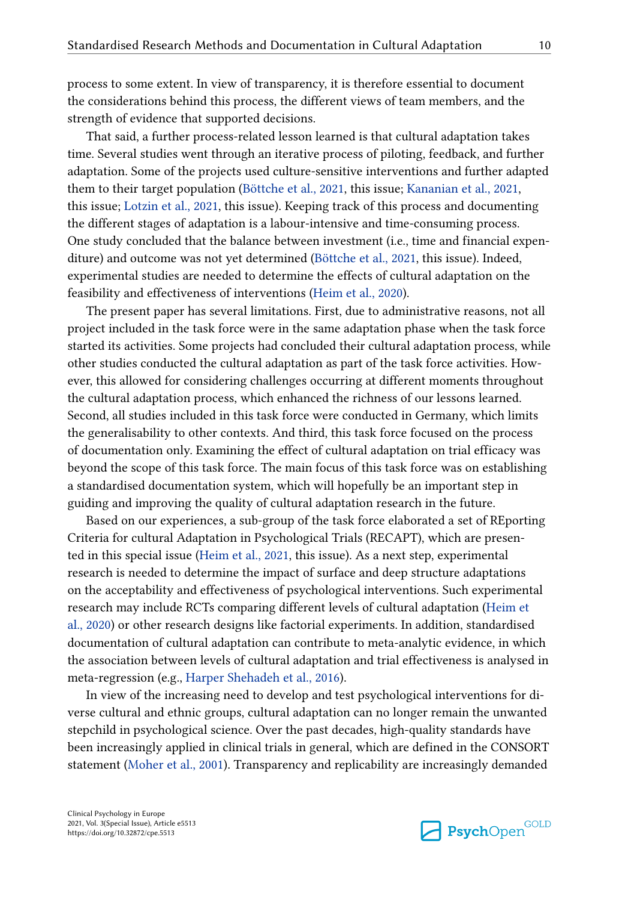process to some extent. In view of transparency, it is therefore essential to document the considerations behind this process, the different views of team members, and the strength of evidence that supported decisions.

That said, a further process-related lesson learned is that cultural adaptation takes time. Several studies went through an iterative process of piloting, feedback, and further adaptation. Some of the projects used culture-sensitive interventions and further adapted them to their target population (Böttche et al., 2021, this issue; Kananian et al., 2021, this issue; Lotzin et al., 2021, this issue). Keeping track of this process and documenting the different stages of adaptation is a labour-intensive and time-consuming process. One study concluded that the balance between investment (i.e., time and financial expenditure) and outcome was not yet determined (Böttche et al., 2021, this issue). Indeed, experimental studies are needed to determine the effects of cultural adaptation on the feasibility and effectiveness of interventions (Heim et al., 2020).

The present paper has several limitations. First, due to administrative reasons, not all project included in the task force were in the same adaptation phase when the task force started its activities. Some projects had concluded their cultural adaptation process, while other studies conducted the cultural adaptation as part of the task force activities. However, this allowed for considering challenges occurring at different moments throughout the cultural adaptation process, which enhanced the richness of our lessons learned. Second, all studies included in this task force were conducted in Germany, which limits the generalisability to other contexts. And third, this task force focused on the process of documentation only. Examining the effect of cultural adaptation on trial efficacy was beyond the scope of this task force. The main focus of this task force was on establishing a standardised documentation system, which will hopefully be an important step in guiding and improving the quality of cultural adaptation research in the future.

Based on our experiences, a sub-group of the task force elaborated a set of REporting Criteria for cultural Adaptation in Psychological Trials (RECAPT), which are presented in this special issue (Heim et al., 2021, this issue). As a next step, experimental research is needed to determine the impact of surface and deep structure adaptations on the acceptability and effectiveness of psychological interventions. Such experimental research may include RCTs comparing different levels of cultural adaptation (Heim et al., 2020) or other research designs like factorial experiments. In addition, standardised documentation of cultural adaptation can contribute to meta-analytic evidence, in which the association between levels of cultural adaptation and trial effectiveness is analysed in meta-regression (e.g., Harper Shehadeh et al., 2016).

In view of the increasing need to develop and test psychological interventions for diverse cultural and ethnic groups, cultural adaptation can no longer remain the unwanted stepchild in psychological science. Over the past decades, high-quality standards have been increasingly applied in clinical trials in general, which are defined in the CONSORT statement (Moher et al., 2001). Transparency and replicability are increasingly demanded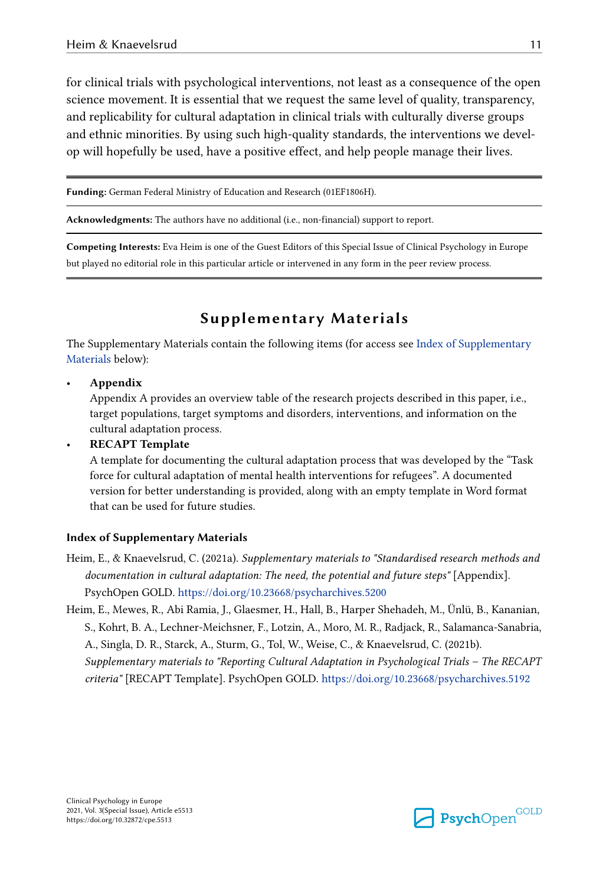for clinical trials with psychological interventions, not least as a consequence of the open science movement. It is essential that we request the same level of quality, transparency, and replicability for cultural adaptation in clinical trials with culturally diverse groups and ethnic minorities. By using such high-quality standards, the interventions we develop will hopefully be used, have a positive effect, and help people manage their lives.

---

**Funding:** German Federal Ministry of Education and Research (01EF1806H).

**Acknowledgments:** The authors have no additional (i.e., non-financial) support to report.

**Competing Interests:** Eva Heim is one of the Guest Editors of this Special Issue of Clinical Psychology in Europe but played no editorial role in this particular article or intervened in any form in the peer review process.

---

## Supplementary Materials

The Supplementary Materials contain the following items (for access see Index of Supplementary Materials below):

- **Appendix**
  Appendix A provides an overview table of the research projects described in this paper, i.e., target populations, target symptoms and disorders, interventions, and information on the cultural adaptation process.
- **RECAPT Template**
  A template for documenting the cultural adaptation process that was developed by the "Task force for cultural adaptation of mental health interventions for refugees". A documented version for better understanding is provided, along with an empty template in Word format that can be used for future studies.

### Index of Supplementary Materials

Heim, E., & Knaevelsrud, C. (2021a). *Supplementary materials to "Standardised research methods and documentation in cultural adaptation: The need, the potential and future steps"* [Appendix]. PsychOpen GOLD. https://doi.org/10.23668/psycharchives.5200

Heim, E., Mewes, R., Abi Ramia, J., Glaesmer, H., Hall, B., Harper Shehadeh, M., Ünlü, B., Kananian, S., Kohrt, B. A., Lechner-Meichsner, F., Lotzin, A., Moro, M. R., Radjack, R., Salamanca-Sanabria, A., Singla, D. R., Starck, A., Sturm, G., Tol, W., Weise, C., & Knaevelsrud, C. (2021b). *Supplementary materials to "Reporting Cultural Adaptation in Psychological Trials – The RECAPT criteria"* [RECAPT Template]. PsychOpen GOLD. https://doi.org/10.23668/psycharchives.5192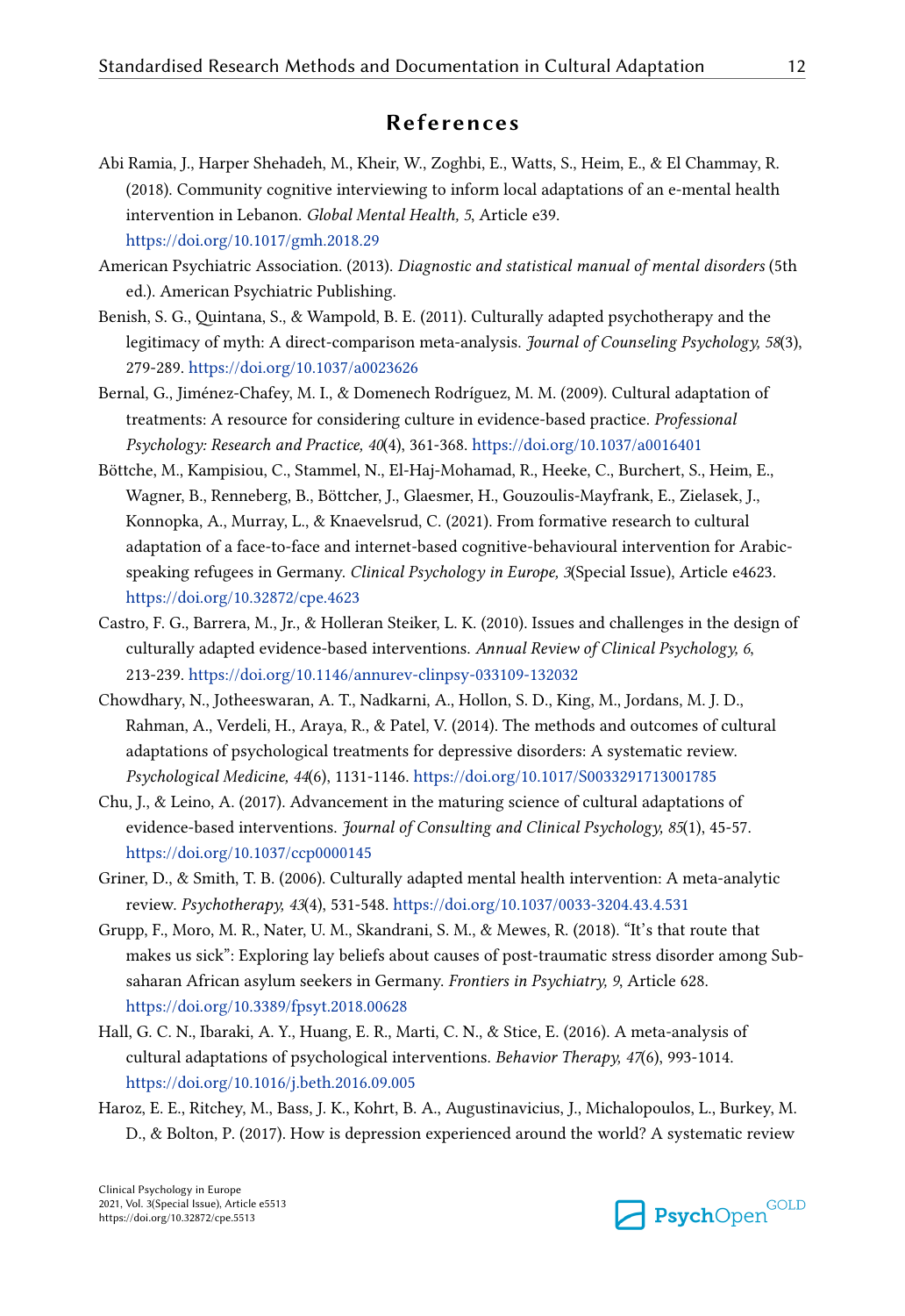## References

Abi Ramia, J., Harper Shehadeh, M., Kheir, W., Zoghbi, E., Watts, S., Heim, E., & El Chammay, R. (2018). Community cognitive interviewing to inform local adaptations of an e-mental health intervention in Lebanon. *Global Mental Health, 5*, Article e39. https://doi.org/10.1017/gmh.2018.29

American Psychiatric Association. (2013). *Diagnostic and statistical manual of mental disorders* (5th ed.). American Psychiatric Publishing.

Benish, S. G., Quintana, S., & Wampold, B. E. (2011). Culturally adapted psychotherapy and the legitimacy of myth: A direct-comparison meta-analysis. *Journal of Counseling Psychology, 58*(3), 279-289. https://doi.org/10.1037/a0023626

Bernal, G., Jiménez-Chafey, M. I., & Domenech Rodríguez, M. M. (2009). Cultural adaptation of treatments: A resource for considering culture in evidence-based practice. *Professional Psychology: Research and Practice, 40*(4), 361-368. https://doi.org/10.1037/a0016401

Böttche, M., Kampisiou, C., Stammel, N., El-Haj-Mohamad, R., Heeke, C., Burchert, S., Heim, E., Wagner, B., Renneberg, B., Böttcher, J., Glaesmer, H., Gouzoulis-Mayfrank, E., Zielasek, J., Konnopka, A., Murray, L., & Knaevelsrud, C. (2021). From formative research to cultural adaptation of a face-to-face and internet-based cognitive-behavioural intervention for Arabic-speaking refugees in Germany. *Clinical Psychology in Europe, 3*(Special Issue), Article e4623. https://doi.org/10.32872/cpe.4623

Castro, F. G., Barrera, M., Jr., & Holleran Steiker, L. K. (2010). Issues and challenges in the design of culturally adapted evidence-based interventions. *Annual Review of Clinical Psychology, 6*, 213-239. https://doi.org/10.1146/annurev-clinpsy-033109-132032

Chowdhary, N., Jotheeswaran, A. T., Nadkarni, A., Hollon, S. D., King, M., Jordans, M. J. D., Rahman, A., Verdeli, H., Araya, R., & Patel, V. (2014). The methods and outcomes of cultural adaptations of psychological treatments for depressive disorders: A systematic review. *Psychological Medicine, 44*(6), 1131-1146. https://doi.org/10.1017/S0033291713001785

Chu, J., & Leino, A. (2017). Advancement in the maturing science of cultural adaptations of evidence-based interventions. *Journal of Consulting and Clinical Psychology, 85*(1), 45-57. https://doi.org/10.1037/ccp0000145

Griner, D., & Smith, T. B. (2006). Culturally adapted mental health intervention: A meta-analytic review. *Psychotherapy, 43*(4), 531-548. https://doi.org/10.1037/0033-3204.43.4.531

Grupp, F., Moro, M. R., Nater, U. M., Skandrani, S. M., & Mewes, R. (2018). "It's that route that makes us sick": Exploring lay beliefs about causes of post-traumatic stress disorder among Sub-saharan African asylum seekers in Germany. *Frontiers in Psychiatry, 9*, Article 628. https://doi.org/10.3389/fpsyt.2018.00628

Hall, G. C. N., Ibaraki, A. Y., Huang, E. R., Marti, C. N., & Stice, E. (2016). A meta-analysis of cultural adaptations of psychological interventions. *Behavior Therapy, 47*(6), 993-1014. https://doi.org/10.1016/j.beth.2016.09.005

Haroz, E. E., Ritchey, M., Bass, J. K., Kohrt, B. A., Augustinavicius, J., Michalopoulos, L., Burkey, M. D., & Bolton, P. (2017). How is depression experienced around the world? A systematic review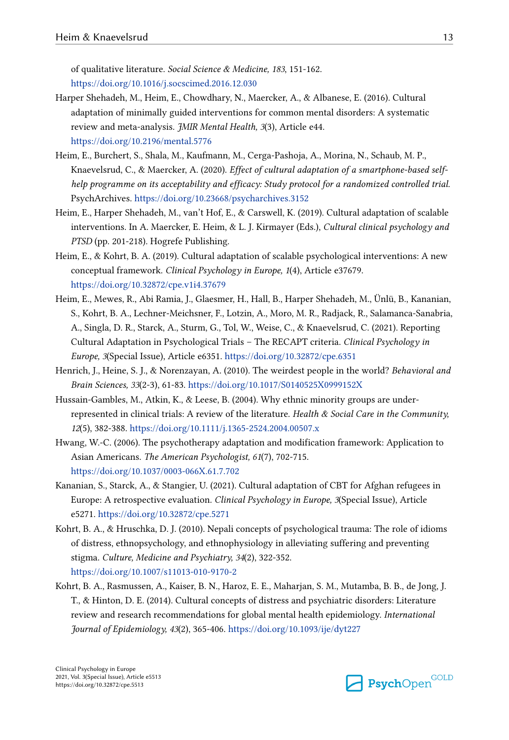of qualitative literature. *Social Science & Medicine, 183*, 151-162. https://doi.org/10.1016/j.socscimed.2016.12.030

Harper Shehadeh, M., Heim, E., Chowdhary, N., Maercker, A., & Albanese, E. (2016). Cultural adaptation of minimally guided interventions for common mental disorders: A systematic review and meta-analysis. *JMIR Mental Health, 3*(3), Article e44. https://doi.org/10.2196/mental.5776

Heim, E., Burchert, S., Shala, M., Kaufmann, M., Cerga-Pashoja, A., Morina, N., Schaub, M. P., Knaevelsrud, C., & Maercker, A. (2020). *Effect of cultural adaptation of a smartphone-based self-help programme on its acceptability and efficacy: Study protocol for a randomized controlled trial.* PsychArchives. https://doi.org/10.23668/psycharchives.3152

Heim, E., Harper Shehadeh, M., van't Hof, E., & Carswell, K. (2019). Cultural adaptation of scalable interventions. In A. Maercker, E. Heim, & L. J. Kirmayer (Eds.), *Cultural clinical psychology and PTSD* (pp. 201-218). Hogrefe Publishing.

Heim, E., & Kohrt, B. A. (2019). Cultural adaptation of scalable psychological interventions: A new conceptual framework. *Clinical Psychology in Europe, 1*(4), Article e37679. https://doi.org/10.32872/cpe.v1i4.37679

Heim, E., Mewes, R., Abi Ramia, J., Glaesmer, H., Hall, B., Harper Shehadeh, M., Ünlü, B., Kananian, S., Kohrt, B. A., Lechner-Meichsner, F., Lotzin, A., Moro, M. R., Radjack, R., Salamanca-Sanabria, A., Singla, D. R., Starck, A., Sturm, G., Tol, W., Weise, C., & Knaevelsrud, C. (2021). Reporting Cultural Adaptation in Psychological Trials – The RECAPT criteria. *Clinical Psychology in Europe, 3*(Special Issue), Article e6351. https://doi.org/10.32872/cpe.6351

Henrich, J., Heine, S. J., & Norenzayan, A. (2010). The weirdest people in the world? *Behavioral and Brain Sciences, 33*(2-3), 61-83. https://doi.org/10.1017/S0140525X0999152X

Hussain-Gambles, M., Atkin, K., & Leese, B. (2004). Why ethnic minority groups are under-represented in clinical trials: A review of the literature. *Health & Social Care in the Community, 12*(5), 382-388. https://doi.org/10.1111/j.1365-2524.2004.00507.x

Hwang, W.-C. (2006). The psychotherapy adaptation and modification framework: Application to Asian Americans. *The American Psychologist, 61*(7), 702-715. https://doi.org/10.1037/0003-066X.61.7.702

Kananian, S., Starck, A., & Stangier, U. (2021). Cultural adaptation of CBT for Afghan refugees in Europe: A retrospective evaluation. *Clinical Psychology in Europe, 3*(Special Issue), Article e5271. https://doi.org/10.32872/cpe.5271

Kohrt, B. A., & Hruschka, D. J. (2010). Nepali concepts of psychological trauma: The role of idioms of distress, ethnopsychology, and ethnophysiology in alleviating suffering and preventing stigma. *Culture, Medicine and Psychiatry, 34*(2), 322-352. https://doi.org/10.1007/s11013-010-9170-2

Kohrt, B. A., Rasmussen, A., Kaiser, B. N., Haroz, E. E., Maharjan, S. M., Mutamba, B. B., de Jong, J. T., & Hinton, D. E. (2014). Cultural concepts of distress and psychiatric disorders: Literature review and research recommendations for global mental health epidemiology. *International Journal of Epidemiology, 43*(2), 365-406. https://doi.org/10.1093/ije/dyt227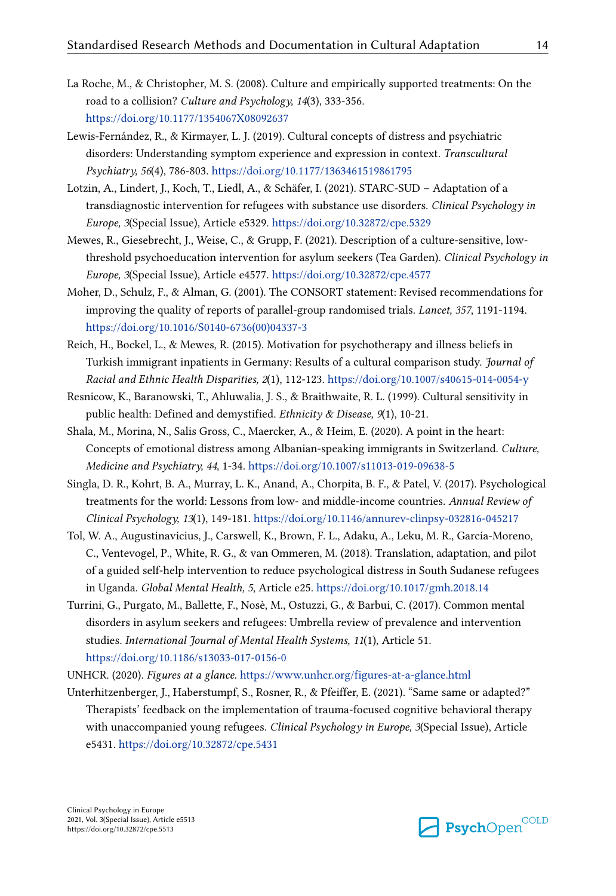La Roche, M., & Christopher, M. S. (2008). Culture and empirically supported treatments: On the road to a collision? *Culture and Psychology, 14*(3), 333-356. https://doi.org/10.1177/1354067X08092637

Lewis-Fernández, R., & Kirmayer, L. J. (2019). Cultural concepts of distress and psychiatric disorders: Understanding symptom experience and expression in context. *Transcultural Psychiatry, 56*(4), 786-803. https://doi.org/10.1177/1363461519861795

Lotzin, A., Lindert, J., Koch, T., Liedl, A., & Schäfer, I. (2021). STARC-SUD – Adaptation of a transdiagnostic intervention for refugees with substance use disorders. *Clinical Psychology in Europe, 3*(Special Issue), Article e5329. https://doi.org/10.32872/cpe.5329

Mewes, R., Giesebrecht, J., Weise, C., & Grupp, F. (2021). Description of a culture-sensitive, low-threshold psychoeducation intervention for asylum seekers (Tea Garden). *Clinical Psychology in Europe, 3*(Special Issue), Article e4577. https://doi.org/10.32872/cpe.4577

Moher, D., Schulz, F., & Alman, G. (2001). The CONSORT statement: Revised recommendations for improving the quality of reports of parallel-group randomised trials. *Lancet, 357*, 1191-1194. https://doi.org/10.1016/S0140-6736(00)04337-3

Reich, H., Bockel, L., & Mewes, R. (2015). Motivation for psychotherapy and illness beliefs in Turkish immigrant inpatients in Germany: Results of a cultural comparison study. *Journal of Racial and Ethnic Health Disparities, 2*(1), 112-123. https://doi.org/10.1007/s40615-014-0054-y

Resnicow, K., Baranowski, T., Ahluwalia, J. S., & Braithwaite, R. L. (1999). Cultural sensitivity in public health: Defined and demystified. *Ethnicity & Disease, 9*(1), 10-21.

Shala, M., Morina, N., Salis Gross, C., Maercker, A., & Heim, E. (2020). A point in the heart: Concepts of emotional distress among Albanian-speaking immigrants in Switzerland. *Culture, Medicine and Psychiatry, 44*, 1-34. https://doi.org/10.1007/s11013-019-09638-5

Singla, D. R., Kohrt, B. A., Murray, L. K., Anand, A., Chorpita, B. F., & Patel, V. (2017). Psychological treatments for the world: Lessons from low- and middle-income countries. *Annual Review of Clinical Psychology, 13*(1), 149-181. https://doi.org/10.1146/annurev-clinpsy-032816-045217

Tol, W. A., Augustinavicius, J., Carswell, K., Brown, F. L., Adaku, A., Leku, M. R., García-Moreno, C., Ventevogel, P., White, R. G., & van Ommeren, M. (2018). Translation, adaptation, and pilot of a guided self-help intervention to reduce psychological distress in South Sudanese refugees in Uganda. *Global Mental Health, 5*, Article e25. https://doi.org/10.1017/gmh.2018.14

Turrini, G., Purgato, M., Ballette, F., Nosè, M., Ostuzzi, G., & Barbui, C. (2017). Common mental disorders in asylum seekers and refugees: Umbrella review of prevalence and intervention studies. *International Journal of Mental Health Systems, 11*(1), Article 51. https://doi.org/10.1186/s13033-017-0156-0

UNHCR. (2020). *Figures at a glance*. https://www.unhcr.org/figures-at-a-glance.html

Unterhitzenberger, J., Haberstumpf, S., Rosner, R., & Pfeiffer, E. (2021). "Same same or adapted?" Therapists' feedback on the implementation of trauma-focused cognitive behavioral therapy with unaccompanied young refugees. *Clinical Psychology in Europe, 3*(Special Issue), Article e5431. https://doi.org/10.32872/cpe.5431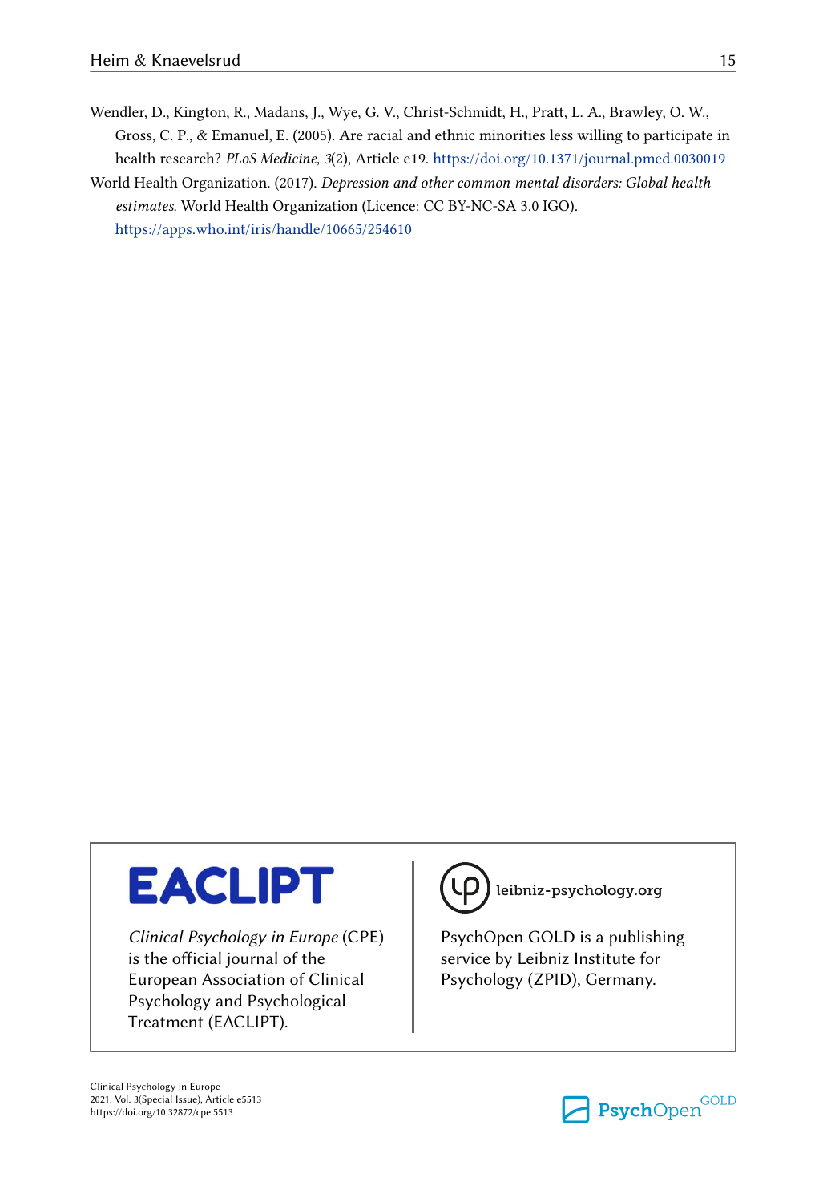Wendler, D., Kington, R., Madans, J., Wye, G. V., Christ-Schmidt, H., Pratt, L. A., Brawley, O. W., Gross, C. P., & Emanuel, E. (2005). Are racial and ethnic minorities less willing to participate in health research? *PLoS Medicine, 3*(2), Article e19. https://doi.org/10.1371/journal.pmed.0030019

World Health Organization. (2017). *Depression and other common mental disorders: Global health estimates*. World Health Organization (Licence: CC BY-NC-SA 3.0 IGO). https://apps.who.int/iris/handle/10665/254610

EACLIPT

*Clinical Psychology in Europe* (CPE) is the official journal of the European Association of Clinical Psychology and Psychological Treatment (EACLIPT).

leibniz-psychology.org

PsychOpen GOLD is a publishing service by Leibniz Institute for Psychology (ZPID), Germany.